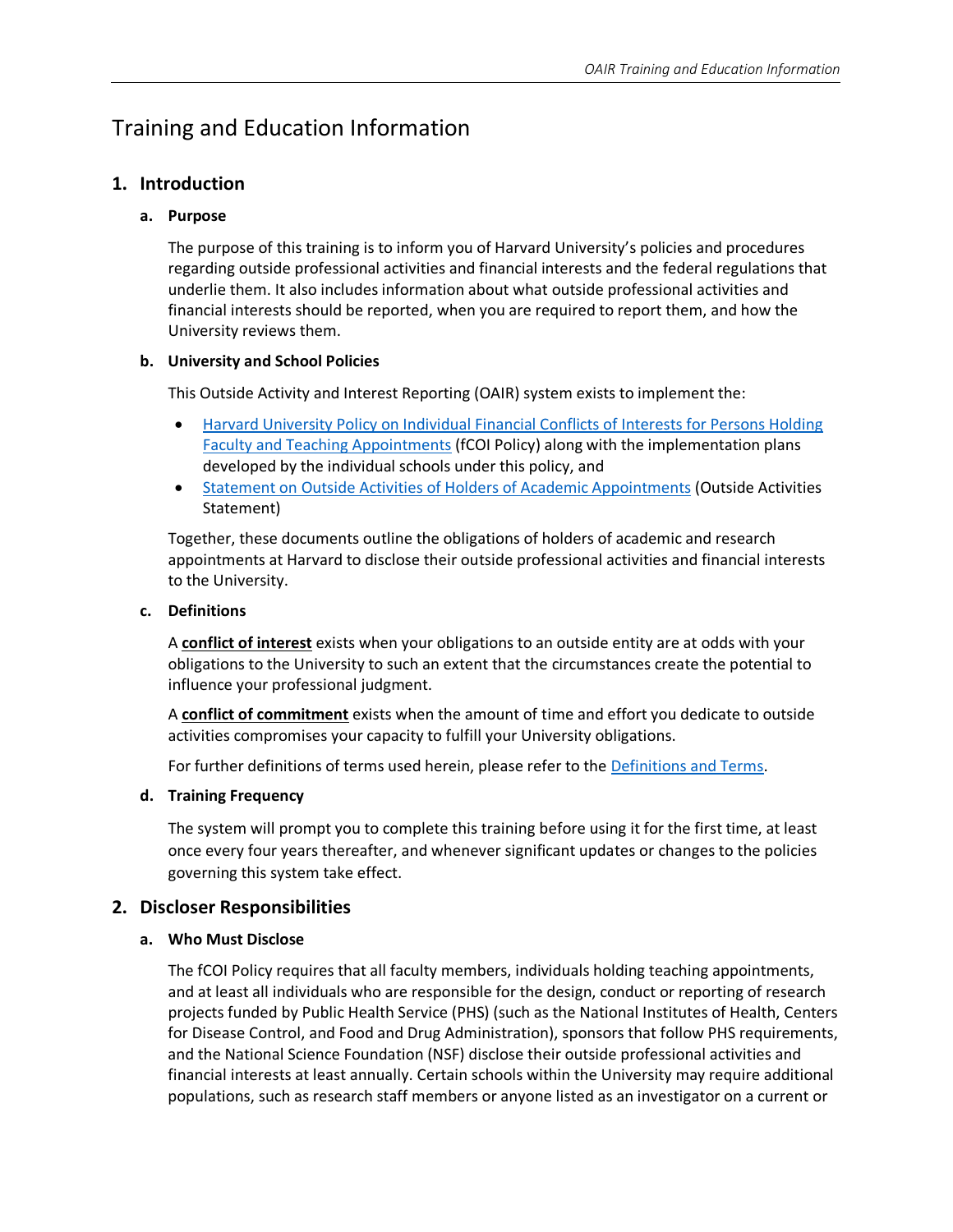# Training and Education Information

## 1. Introduction

### a. Purpose

The purpose of this training is to inform you of Harvard University's policies and procedures regarding outside professional activities and financial interests and the federal regulations that underlie them. It also includes information about what outside professional activities and financial interests should be reported, when you are required to report them, and how the University reviews them.

### b. University and School Policies

This Outside Activity and Interest Reporting (OAIR) system exists to implement the:

- Harvard University Policy on Individual Financial Conflicts of Interests for Persons Holding Faculty and Teaching Appointments (fCOI Policy) along with the implementation plans developed by the individual schools under this policy, and
- Statement on Outside Activities of Holders of Academic Appointments (Outside Activities Statement)

Together, these documents outline the obligations of holders of academic and research appointments at Harvard to disclose their outside professional activities and financial interests to the University.

### c. Definitions

A **conflict of interest** exists when your obligations to an outside entity are at odds with your obligations to the University to such an extent that the circumstances create the potential to influence your professional judgment.

A **conflict of commitment** exists when the amount of time and effort you dedicate to outside activities compromises your capacity to fulfill your University obligations.

For further definitions of terms used herein, please refer to the Definitions and Terms.

### d. Training Frequency

The system will prompt you to complete this training before using it for the first time, at least once every four years thereafter, and whenever significant updates or changes to the policies governing this system take effect.

## 2. Discloser Responsibilities

### a. Who Must Disclose

The fCOI Policy requires that all faculty members, individuals holding teaching appointments, and at least all individuals who are responsible for the design, conduct or reporting of research projects funded by Public Health Service (PHS) (such as the National Institutes of Health, Centers for Disease Control, and Food and Drug Administration), sponsors that follow PHS requirements, and the National Science Foundation (NSF) disclose their outside professional activities and financial interests at least annually. Certain schools within the University may require additional populations, such as research staff members or anyone listed as an investigator on a current or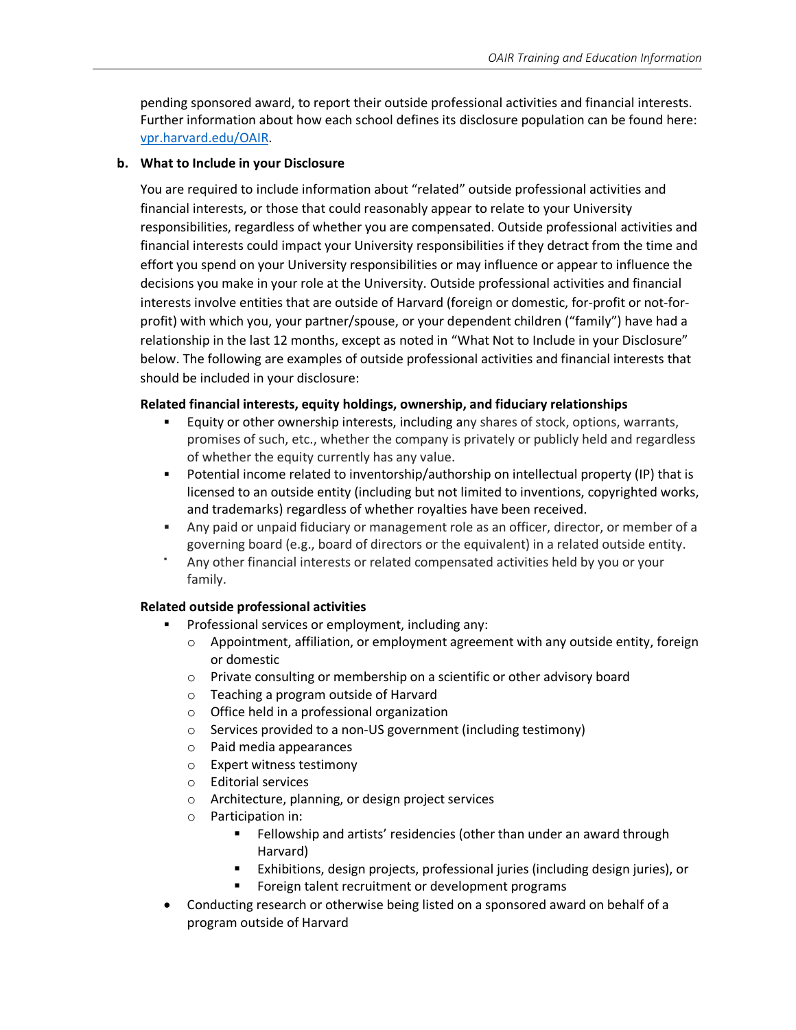pending sponsored award, to report their outside professional activities and financial interests. Further information about how each school defines its disclosure population can be found here: [vpr.harvard.edu/OAIR](vpr.harvard.edu/OAIR).

**b. What to Include in your Disclosure**

You are required to include information about "related" outside professional activities and financial interests, or those that could reasonably appear to relate to your University responsibilities, regardless of whether you are compensated. Outside professional activities and financial interests could impact your University responsibilities if they detract from the time and effort you spend on your University responsibilities or may influence or appear to influence the decisions you make in your role at the University. Outside professional activities and financial interests involve entities that are outside of Harvard (foreign or domestic, for-profit or not-for-profit) with which you, your partner/spouse, or your dependent children ("family") have had a relationship in the last 12 months, except as noted in "What Not to Include in your Disclosure" below. The following are examples of outside professional activities and financial interests that should be included in your disclosure:

**Related financial interests, equity holdings, ownership, and fiduciary relationships**

- Equity or other ownership interests, including any shares of stock, options, warrants, promises of such, etc., whether the company is privately or publicly held and regardless of whether the equity currently has any value.
- Potential income related to inventorship/authorship on intellectual property (IP) that is licensed to an outside entity (including but not limited to inventions, copyrighted works, and trademarks) regardless of whether royalties have been received.
- Any paid or unpaid fiduciary or management role as an officer, director, or member of a governing board (e.g., board of directors or the equivalent) in a related outside entity.
- Any other financial interests or related compensated activities held by you or your family.

**Related outside professional activities**

- Professional services or employment, including any:
  - Appointment, affiliation, or employment agreement with any outside entity, foreign or domestic
  - Private consulting or membership on a scientific or other advisory board
  - Teaching a program outside of Harvard
  - Office held in a professional organization
  - Services provided to a non-US government (including testimony)
  - Paid media appearances
  - Expert witness testimony
  - Editorial services
  - Architecture, planning, or design project services
  - Participation in:
    - Fellowship and artists' residencies (other than under an award through Harvard)
    - Exhibitions, design projects, professional juries (including design juries), or
    - Foreign talent recruitment or development programs
- Conducting research or otherwise being listed on a sponsored award on behalf of a program outside of Harvard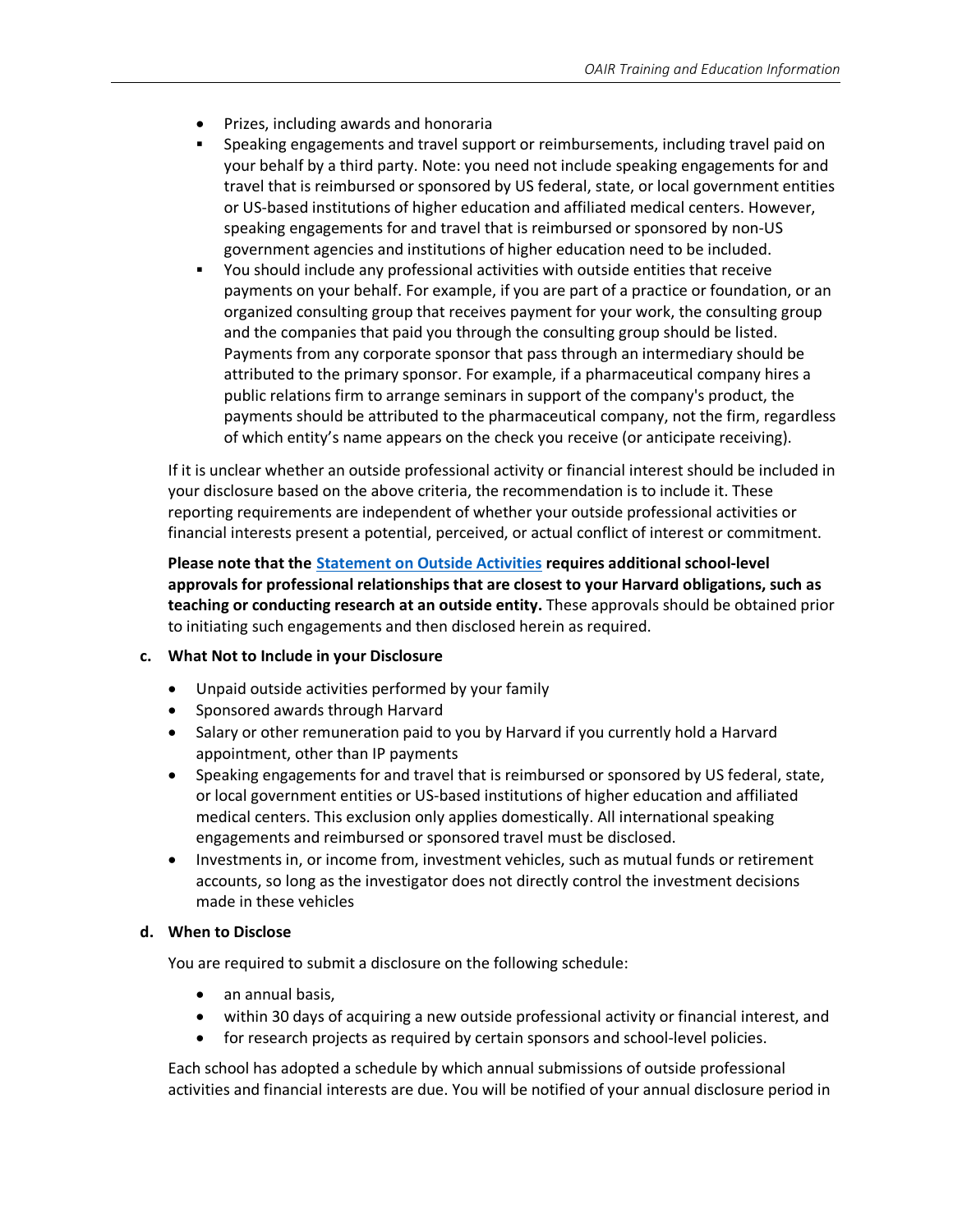- Prizes, including awards and honoraria
  - Speaking engagements and travel support or reimbursements, including travel paid on your behalf by a third party. Note: you need not include speaking engagements for and travel that is reimbursed or sponsored by US federal, state, or local government entities or US-based institutions of higher education and affiliated medical centers. However, speaking engagements for and travel that is reimbursed or sponsored by non-US government agencies and institutions of higher education need to be included.
  - You should include any professional activities with outside entities that receive payments on your behalf. For example, if you are part of a practice or foundation, or an organized consulting group that receives payment for your work, the consulting group and the companies that paid you through the consulting group should be listed. Payments from any corporate sponsor that pass through an intermediary should be attributed to the primary sponsor. For example, if a pharmaceutical company hires a public relations firm to arrange seminars in support of the company's product, the payments should be attributed to the pharmaceutical company, not the firm, regardless of which entity's name appears on the check you receive (or anticipate receiving).

If it is unclear whether an outside professional activity or financial interest should be included in your disclosure based on the above criteria, the recommendation is to include it. These reporting requirements are independent of whether your outside professional activities or financial interests present a potential, perceived, or actual conflict of interest or commitment.

**Please note that the [Statement on Outside Activities](#) requires additional school-level approvals for professional relationships that are closest to your Harvard obligations, such as teaching or conducting research at an outside entity.** These approvals should be obtained prior to initiating such engagements and then disclosed herein as required.

**c. What Not to Include in your Disclosure**

- Unpaid outside activities performed by your family
- Sponsored awards through Harvard
- Salary or other remuneration paid to you by Harvard if you currently hold a Harvard appointment, other than IP payments
- Speaking engagements for and travel that is reimbursed or sponsored by US federal, state, or local government entities or US-based institutions of higher education and affiliated medical centers. This exclusion only applies domestically. All international speaking engagements and reimbursed or sponsored travel must be disclosed.
- Investments in, or income from, investment vehicles, such as mutual funds or retirement accounts, so long as the investigator does not directly control the investment decisions made in these vehicles

**d. When to Disclose**

You are required to submit a disclosure on the following schedule:

- an annual basis,
- within 30 days of acquiring a new outside professional activity or financial interest, and
- for research projects as required by certain sponsors and school-level policies.

Each school has adopted a schedule by which annual submissions of outside professional activities and financial interests are due. You will be notified of your annual disclosure period in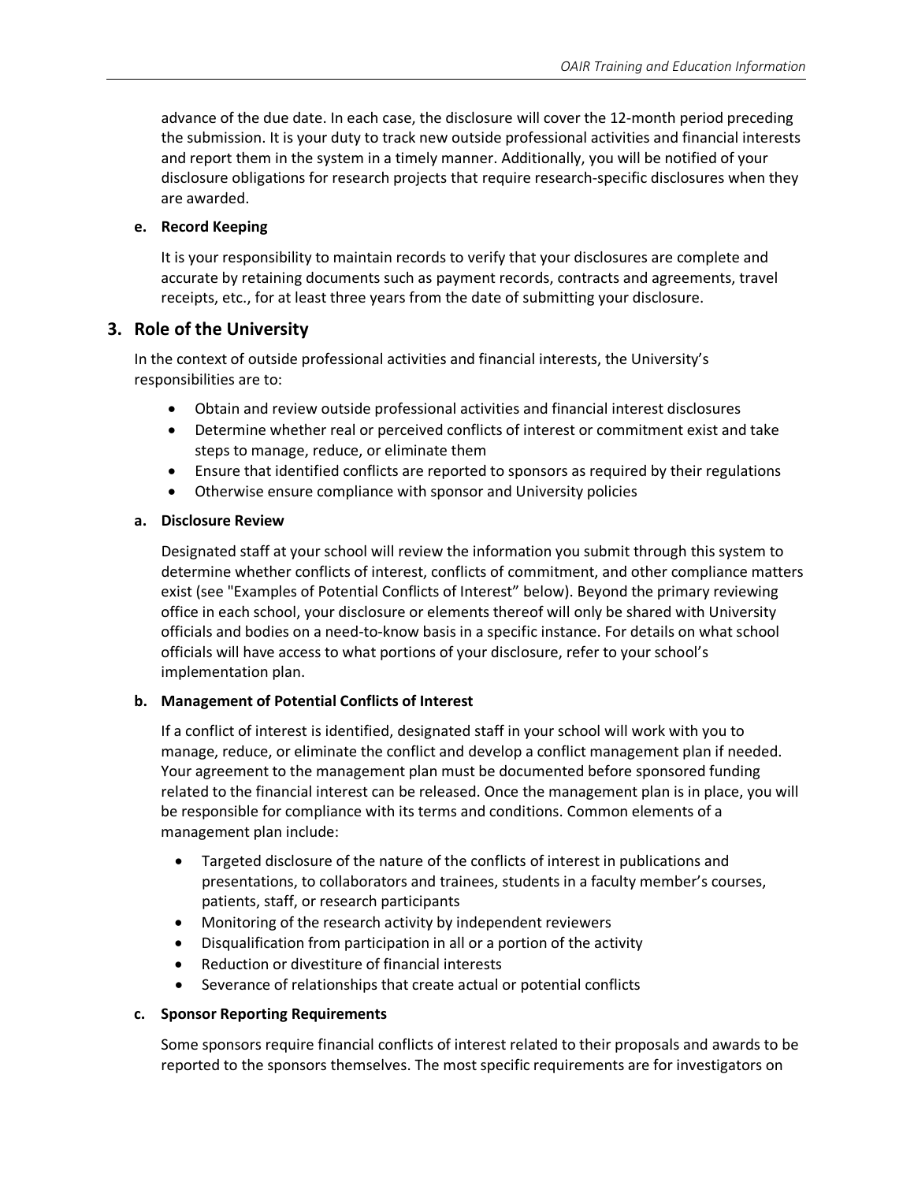advance of the due date. In each case, the disclosure will cover the 12-month period preceding the submission. It is your duty to track new outside professional activities and financial interests and report them in the system in a timely manner. Additionally, you will be notified of your disclosure obligations for research projects that require research-specific disclosures when they are awarded.

### e. Record Keeping

It is your responsibility to maintain records to verify that your disclosures are complete and accurate by retaining documents such as payment records, contracts and agreements, travel receipts, etc., for at least three years from the date of submitting your disclosure.

## 3. Role of the University

In the context of outside professional activities and financial interests, the University's responsibilities are to:

- Obtain and review outside professional activities and financial interest disclosures
- Determine whether real or perceived conflicts of interest or commitment exist and take steps to manage, reduce, or eliminate them
- Ensure that identified conflicts are reported to sponsors as required by their regulations
- Otherwise ensure compliance with sponsor and University policies

### a. Disclosure Review

Designated staff at your school will review the information you submit through this system to determine whether conflicts of interest, conflicts of commitment, and other compliance matters exist (see "Examples of Potential Conflicts of Interest" below). Beyond the primary reviewing office in each school, your disclosure or elements thereof will only be shared with University officials and bodies on a need-to-know basis in a specific instance. For details on what school officials will have access to what portions of your disclosure, refer to your school's implementation plan.

### b. Management of Potential Conflicts of Interest

If a conflict of interest is identified, designated staff in your school will work with you to manage, reduce, or eliminate the conflict and develop a conflict management plan if needed. Your agreement to the management plan must be documented before sponsored funding related to the financial interest can be released. Once the management plan is in place, you will be responsible for compliance with its terms and conditions. Common elements of a management plan include:

- Targeted disclosure of the nature of the conflicts of interest in publications and presentations, to collaborators and trainees, students in a faculty member's courses, patients, staff, or research participants
- Monitoring of the research activity by independent reviewers
- Disqualification from participation in all or a portion of the activity
- Reduction or divestiture of financial interests
- Severance of relationships that create actual or potential conflicts

### c. Sponsor Reporting Requirements

Some sponsors require financial conflicts of interest related to their proposals and awards to be reported to the sponsors themselves. The most specific requirements are for investigators on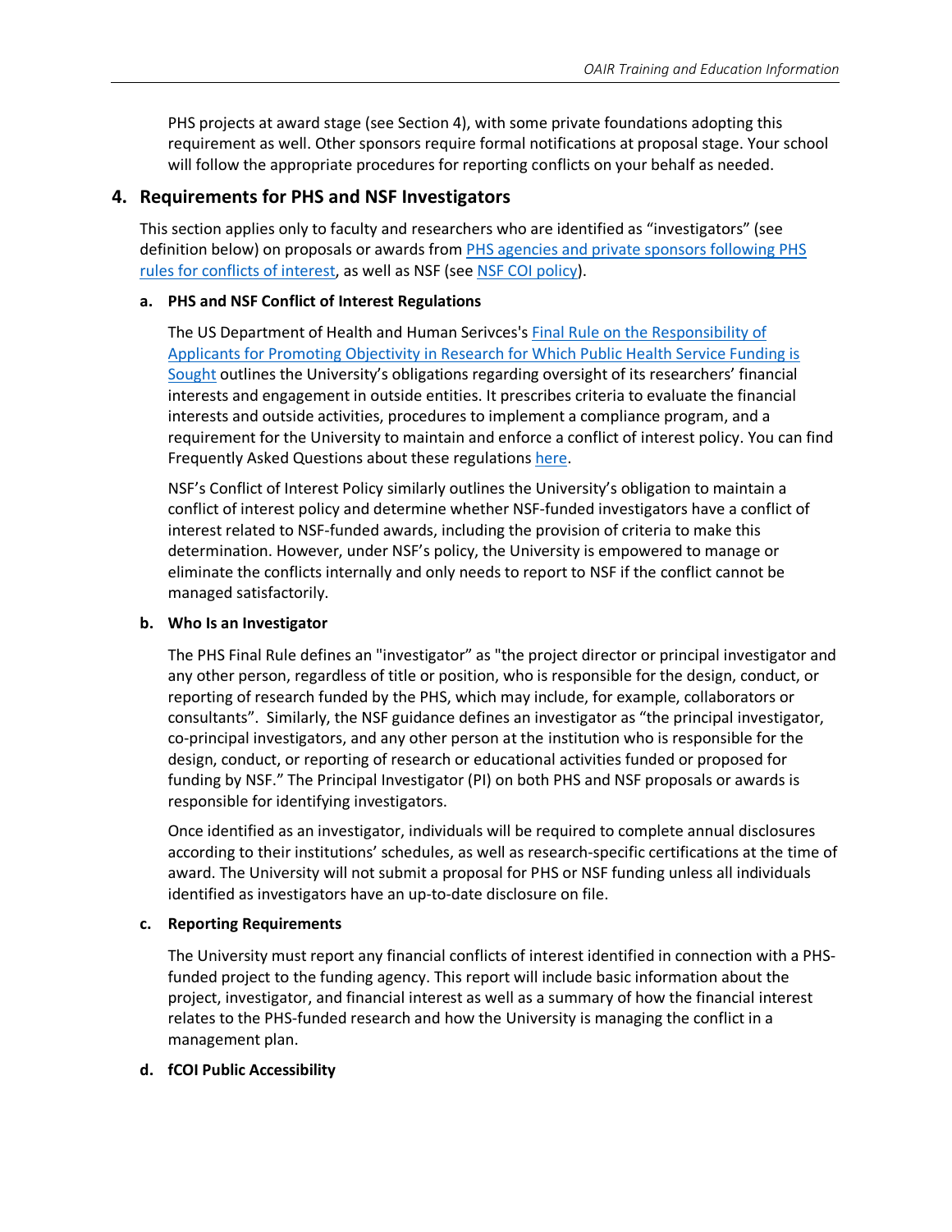PHS projects at award stage (see Section 4), with some private foundations adopting this requirement as well. Other sponsors require formal notifications at proposal stage. Your school will follow the appropriate procedures for reporting conflicts on your behalf as needed.

## 4. Requirements for PHS and NSF Investigators

This section applies only to faculty and researchers who are identified as "investigators" (see definition below) on proposals or awards from PHS agencies and private sponsors following PHS rules for conflicts of interest, as well as NSF (see NSF COI policy).

### a. PHS and NSF Conflict of Interest Regulations

The US Department of Health and Human Serivces's Final Rule on the Responsibility of Applicants for Promoting Objectivity in Research for Which Public Health Service Funding is Sought outlines the University's obligations regarding oversight of its researchers' financial interests and engagement in outside entities. It prescribes criteria to evaluate the financial interests and outside activities, procedures to implement a compliance program, and a requirement for the University to maintain and enforce a conflict of interest policy. You can find Frequently Asked Questions about these regulations here.

NSF's Conflict of Interest Policy similarly outlines the University's obligation to maintain a conflict of interest policy and determine whether NSF-funded investigators have a conflict of interest related to NSF-funded awards, including the provision of criteria to make this determination. However, under NSF's policy, the University is empowered to manage or eliminate the conflicts internally and only needs to report to NSF if the conflict cannot be managed satisfactorily.

### b. Who Is an Investigator

The PHS Final Rule defines an "investigator" as "the project director or principal investigator and any other person, regardless of title or position, who is responsible for the design, conduct, or reporting of research funded by the PHS, which may include, for example, collaborators or consultants". Similarly, the NSF guidance defines an investigator as "the principal investigator, co-principal investigators, and any other person at the institution who is responsible for the design, conduct, or reporting of research or educational activities funded or proposed for funding by NSF." The Principal Investigator (PI) on both PHS and NSF proposals or awards is responsible for identifying investigators.

Once identified as an investigator, individuals will be required to complete annual disclosures according to their institutions' schedules, as well as research-specific certifications at the time of award. The University will not submit a proposal for PHS or NSF funding unless all individuals identified as investigators have an up-to-date disclosure on file.

### c. Reporting Requirements

The University must report any financial conflicts of interest identified in connection with a PHS-funded project to the funding agency. This report will include basic information about the project, investigator, and financial interest as well as a summary of how the financial interest relates to the PHS-funded research and how the University is managing the conflict in a management plan.

### d. fCOI Public Accessibility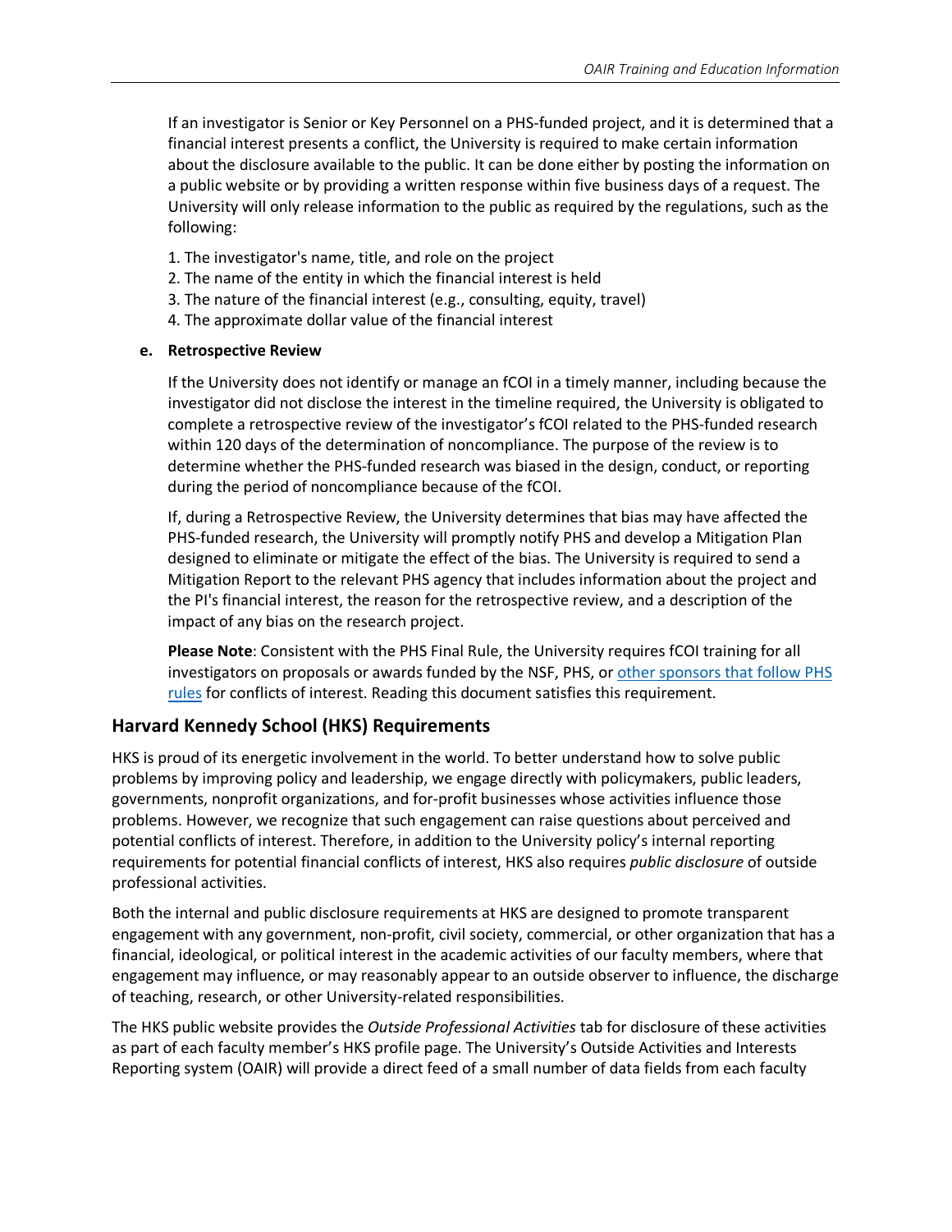If an investigator is Senior or Key Personnel on a PHS-funded project, and it is determined that a financial interest presents a conflict, the University is required to make certain information about the disclosure available to the public. It can be done either by posting the information on a public website or by providing a written response within five business days of a request. The University will only release information to the public as required by the regulations, such as the following:

1. The investigator's name, title, and role on the project
2. The name of the entity in which the financial interest is held
3. The nature of the financial interest (e.g., consulting, equity, travel)
4. The approximate dollar value of the financial interest

**e. Retrospective Review**

If the University does not identify or manage an fCOI in a timely manner, including because the investigator did not disclose the interest in the timeline required, the University is obligated to complete a retrospective review of the investigator's fCOI related to the PHS-funded research within 120 days of the determination of noncompliance. The purpose of the review is to determine whether the PHS-funded research was biased in the design, conduct, or reporting during the period of noncompliance because of the fCOI.

If, during a Retrospective Review, the University determines that bias may have affected the PHS-funded research, the University will promptly notify PHS and develop a Mitigation Plan designed to eliminate or mitigate the effect of the bias. The University is required to send a Mitigation Report to the relevant PHS agency that includes information about the project and the PI's financial interest, the reason for the retrospective review, and a description of the impact of any bias on the research project.

**Please Note**: Consistent with the PHS Final Rule, the University requires fCOI training for all investigators on proposals or awards funded by the NSF, PHS, or [other sponsors that follow PHS rules] for conflicts of interest. Reading this document satisfies this requirement.

## Harvard Kennedy School (HKS) Requirements

HKS is proud of its energetic involvement in the world. To better understand how to solve public problems by improving policy and leadership, we engage directly with policymakers, public leaders, governments, nonprofit organizations, and for-profit businesses whose activities influence those problems. However, we recognize that such engagement can raise questions about perceived and potential conflicts of interest. Therefore, in addition to the University policy's internal reporting requirements for potential financial conflicts of interest, HKS also requires *public disclosure* of outside professional activities.

Both the internal and public disclosure requirements at HKS are designed to promote transparent engagement with any government, non-profit, civil society, commercial, or other organization that has a financial, ideological, or political interest in the academic activities of our faculty members, where that engagement may influence, or may reasonably appear to an outside observer to influence, the discharge of teaching, research, or other University-related responsibilities.

The HKS public website provides the *Outside Professional Activities* tab for disclosure of these activities as part of each faculty member's HKS profile page. The University's Outside Activities and Interests Reporting system (OAIR) will provide a direct feed of a small number of data fields from each faculty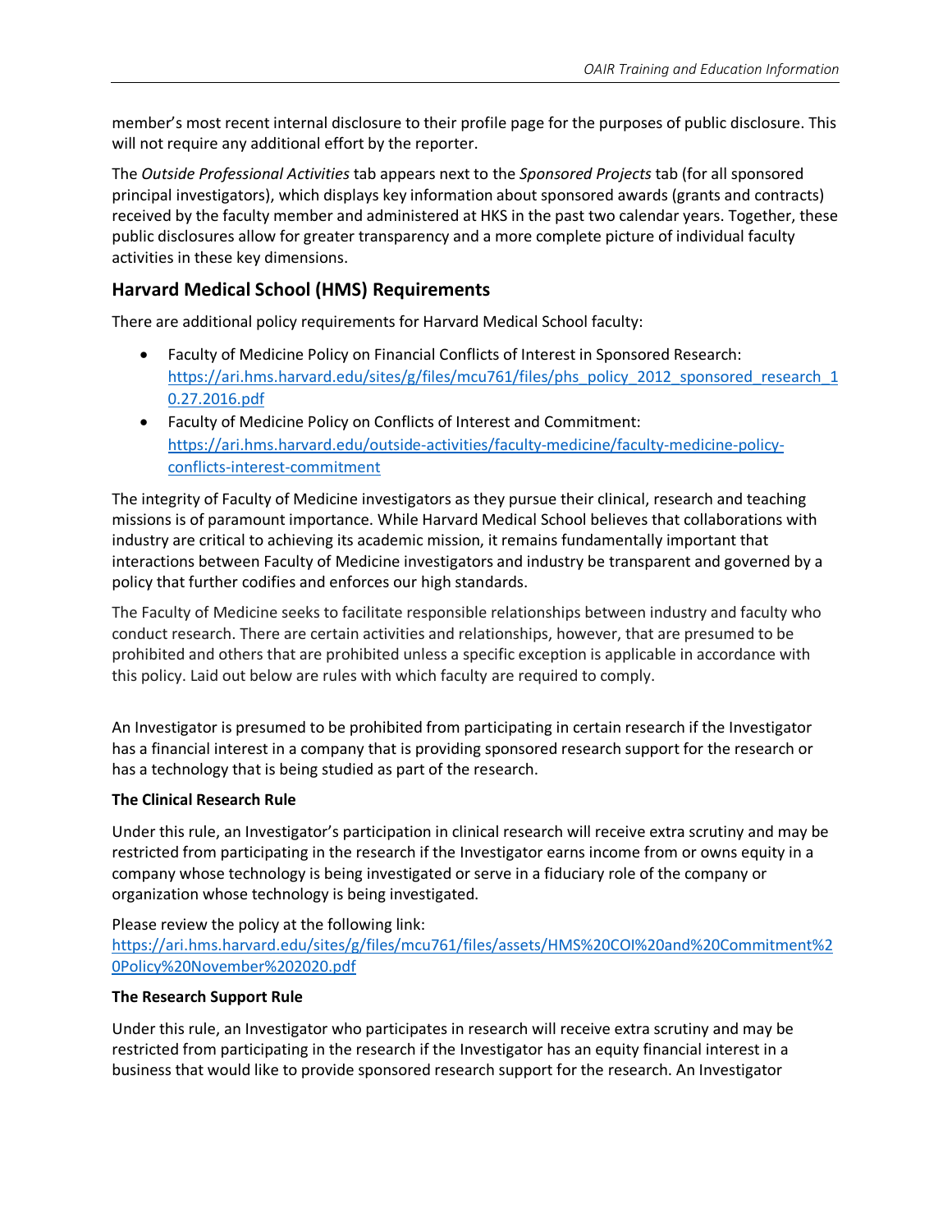member's most recent internal disclosure to their profile page for the purposes of public disclosure. This will not require any additional effort by the reporter.

The *Outside Professional Activities* tab appears next to the *Sponsored Projects* tab (for all sponsored principal investigators), which displays key information about sponsored awards (grants and contracts) received by the faculty member and administered at HKS in the past two calendar years. Together, these public disclosures allow for greater transparency and a more complete picture of individual faculty activities in these key dimensions.

## Harvard Medical School (HMS) Requirements

There are additional policy requirements for Harvard Medical School faculty:

- Faculty of Medicine Policy on Financial Conflicts of Interest in Sponsored Research: https://ari.hms.harvard.edu/sites/g/files/mcu761/files/phs_policy_2012_sponsored_research_10.27.2016.pdf
- Faculty of Medicine Policy on Conflicts of Interest and Commitment: https://ari.hms.harvard.edu/outside-activities/faculty-medicine/faculty-medicine-policy-conflicts-interest-commitment

The integrity of Faculty of Medicine investigators as they pursue their clinical, research and teaching missions is of paramount importance. While Harvard Medical School believes that collaborations with industry are critical to achieving its academic mission, it remains fundamentally important that interactions between Faculty of Medicine investigators and industry be transparent and governed by a policy that further codifies and enforces our high standards.

The Faculty of Medicine seeks to facilitate responsible relationships between industry and faculty who conduct research. There are certain activities and relationships, however, that are presumed to be prohibited and others that are prohibited unless a specific exception is applicable in accordance with this policy. Laid out below are rules with which faculty are required to comply.

An Investigator is presumed to be prohibited from participating in certain research if the Investigator has a financial interest in a company that is providing sponsored research support for the research or has a technology that is being studied as part of the research.

**The Clinical Research Rule**

Under this rule, an Investigator's participation in clinical research will receive extra scrutiny and may be restricted from participating in the research if the Investigator earns income from or owns equity in a company whose technology is being investigated or serve in a fiduciary role of the company or organization whose technology is being investigated.

Please review the policy at the following link: https://ari.hms.harvard.edu/sites/g/files/mcu761/files/assets/HMS%20COI%20and%20Commitment%20Policy%20November%202020.pdf

**The Research Support Rule**

Under this rule, an Investigator who participates in research will receive extra scrutiny and may be restricted from participating in the research if the Investigator has an equity financial interest in a business that would like to provide sponsored research support for the research. An Investigator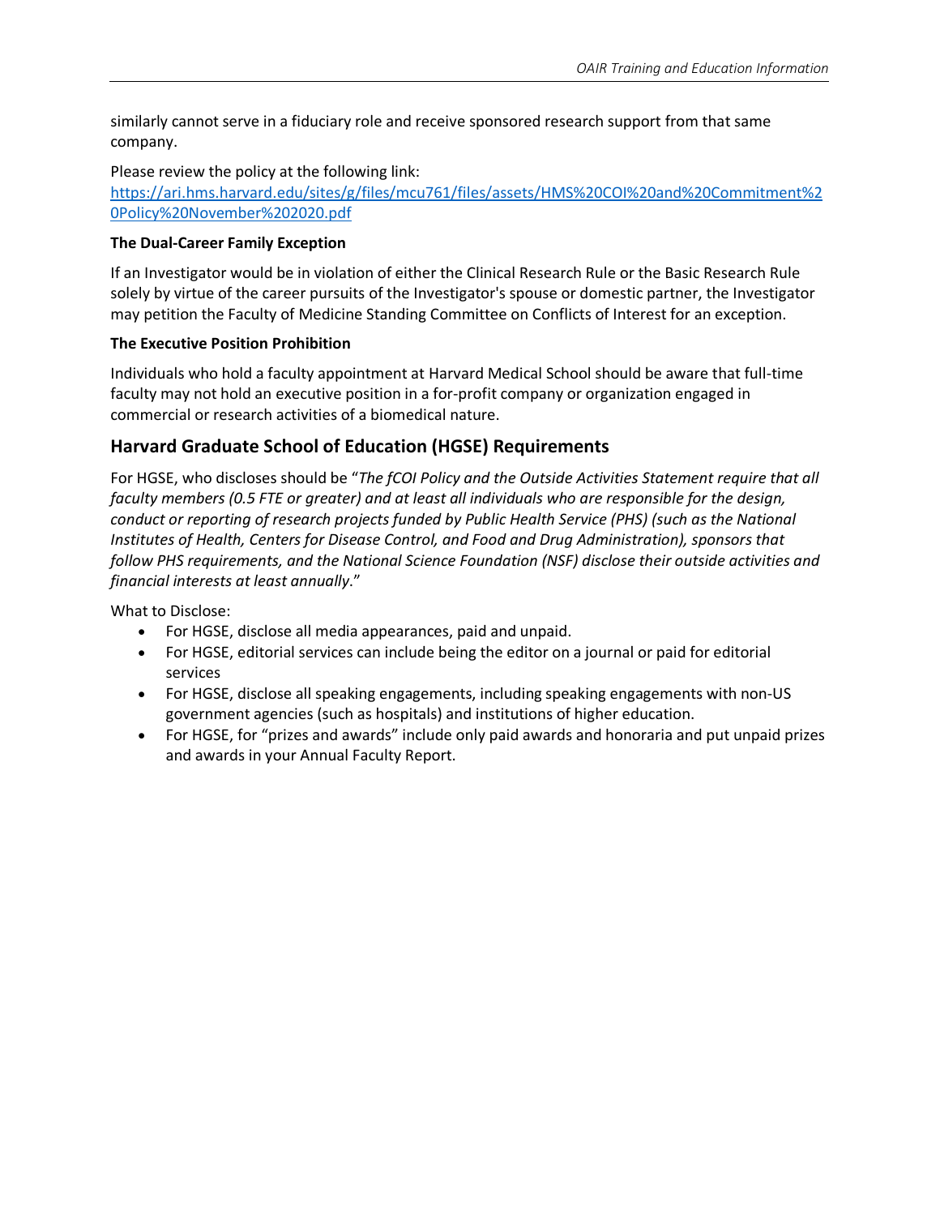similarly cannot serve in a fiduciary role and receive sponsored research support from that same company.

Please review the policy at the following link: [https://ari.hms.harvard.edu/sites/g/files/mcu761/files/assets/HMS%20COI%20and%20Commitment%20Policy%20November%202020.pdf](https://ari.hms.harvard.edu/sites/g/files/mcu761/files/assets/HMS%20COI%20and%20Commitment%20Policy%20November%202020.pdf)

**The Dual-Career Family Exception**

If an Investigator would be in violation of either the Clinical Research Rule or the Basic Research Rule solely by virtue of the career pursuits of the Investigator's spouse or domestic partner, the Investigator may petition the Faculty of Medicine Standing Committee on Conflicts of Interest for an exception.

**The Executive Position Prohibition**

Individuals who hold a faculty appointment at Harvard Medical School should be aware that full-time faculty may not hold an executive position in a for-profit company or organization engaged in commercial or research activities of a biomedical nature.

## Harvard Graduate School of Education (HGSE) Requirements

For HGSE, who discloses should be "*The fCOI Policy and the Outside Activities Statement require that all faculty members (0.5 FTE or greater) and at least all individuals who are responsible for the design, conduct or reporting of research projects funded by Public Health Service (PHS) (such as the National Institutes of Health, Centers for Disease Control, and Food and Drug Administration), sponsors that follow PHS requirements, and the National Science Foundation (NSF) disclose their outside activities and financial interests at least annually*."

What to Disclose:

- For HGSE, disclose all media appearances, paid and unpaid.
- For HGSE, editorial services can include being the editor on a journal or paid for editorial services
- For HGSE, disclose all speaking engagements, including speaking engagements with non-US government agencies (such as hospitals) and institutions of higher education.
- For HGSE, for "prizes and awards" include only paid awards and honoraria and put unpaid prizes and awards in your Annual Faculty Report.